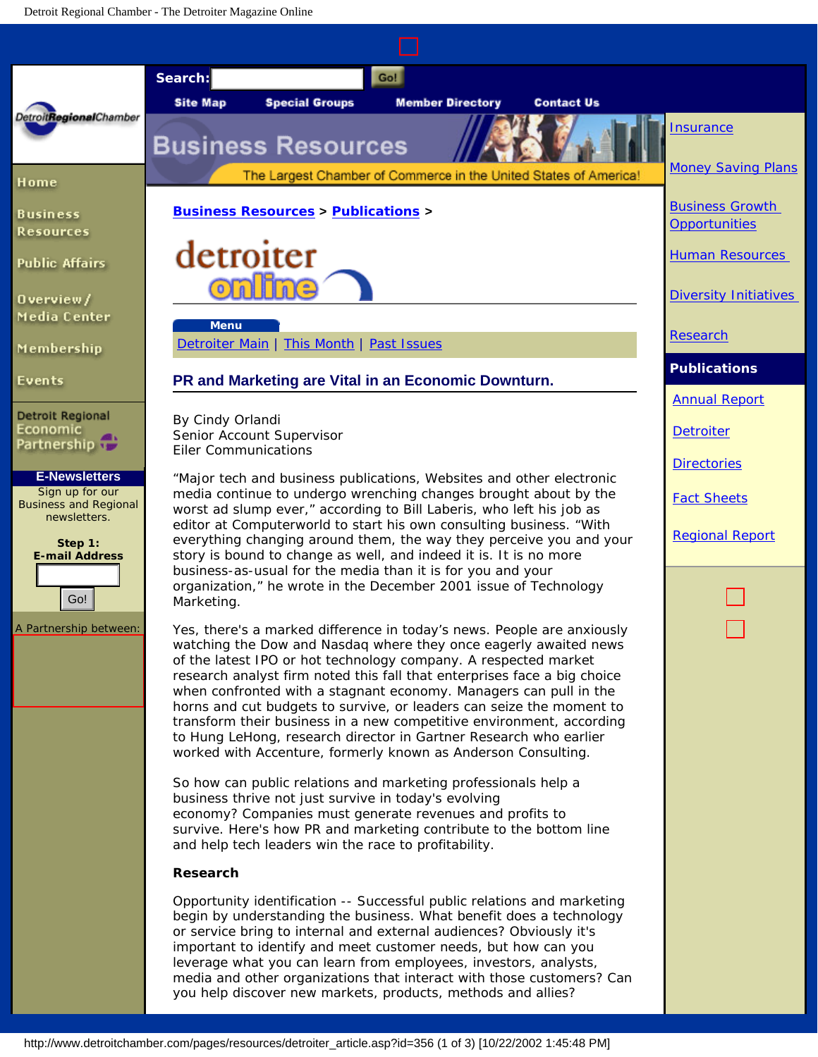Search: Go!

Site Map | Special Groups | Member Directory | Contact Us

Business Resources

The Largest Chamber of Commerce in the United States of America!

Home

Business Resources

Public Affairs

Overview / Media Center

Membership

Events

Detroit Regional Economic Partnership

**E-Newsletters**

Sign up for our Business and Regional newsletters.

**Step 1: E-mail Address**

Go!

A Partnership between:

Business Resources > Publications >

detroiter online

**Menu**

Detroiter Main | This Month | Past Issues

## PR and Marketing are Vital in an Economic Downturn.

By Cindy Orlandi
Senior Account Supervisor
Eiler Communications

“Major tech and business publications, Websites and other electronic media continue to undergo wrenching changes brought about by the worst ad slump ever,” according to Bill Laberis, who left his job as editor at Computerworld to start his own consulting business. “With everything changing around them, the way they perceive you and your story is bound to change as well, and indeed it is. It is no more business-as-usual for the media than it is for you and your organization,” he wrote in the December 2001 issue of Technology Marketing.

Yes, there's a marked difference in today’s news. People are anxiously watching the Dow and Nasdaq where they once eagerly awaited news of the latest IPO or hot technology company. A respected market research analyst firm noted this fall that enterprises face a big choice when confronted with a stagnant economy. Managers can pull in the horns and cut budgets to survive, or leaders can seize the moment to transform their business in a new competitive environment, according to Hung LeHong, research director in Gartner Research who earlier worked with Accenture, formerly known as Anderson Consulting.

So how can public relations and marketing professionals help a business thrive not just survive in today's evolving economy? Companies must generate revenues and profits to survive. Here's how PR and marketing contribute to the bottom line and help tech leaders win the race to profitability.

**Research**

Opportunity identification -- Successful public relations and marketing begin by understanding the business. What benefit does a technology or service bring to internal and external audiences? Obviously it's important to identify and meet customer needs, but how can you leverage what you can learn from employees, investors, analysts, media and other organizations that interact with those customers? Can you help discover new markets, products, methods and allies?

Insurance

Money Saving Plans

Business Growth Opportunities

Human Resources

Diversity Initiatives

Research

**Publications**

Annual Report

Detroiter

Directories

Fact Sheets

Regional Report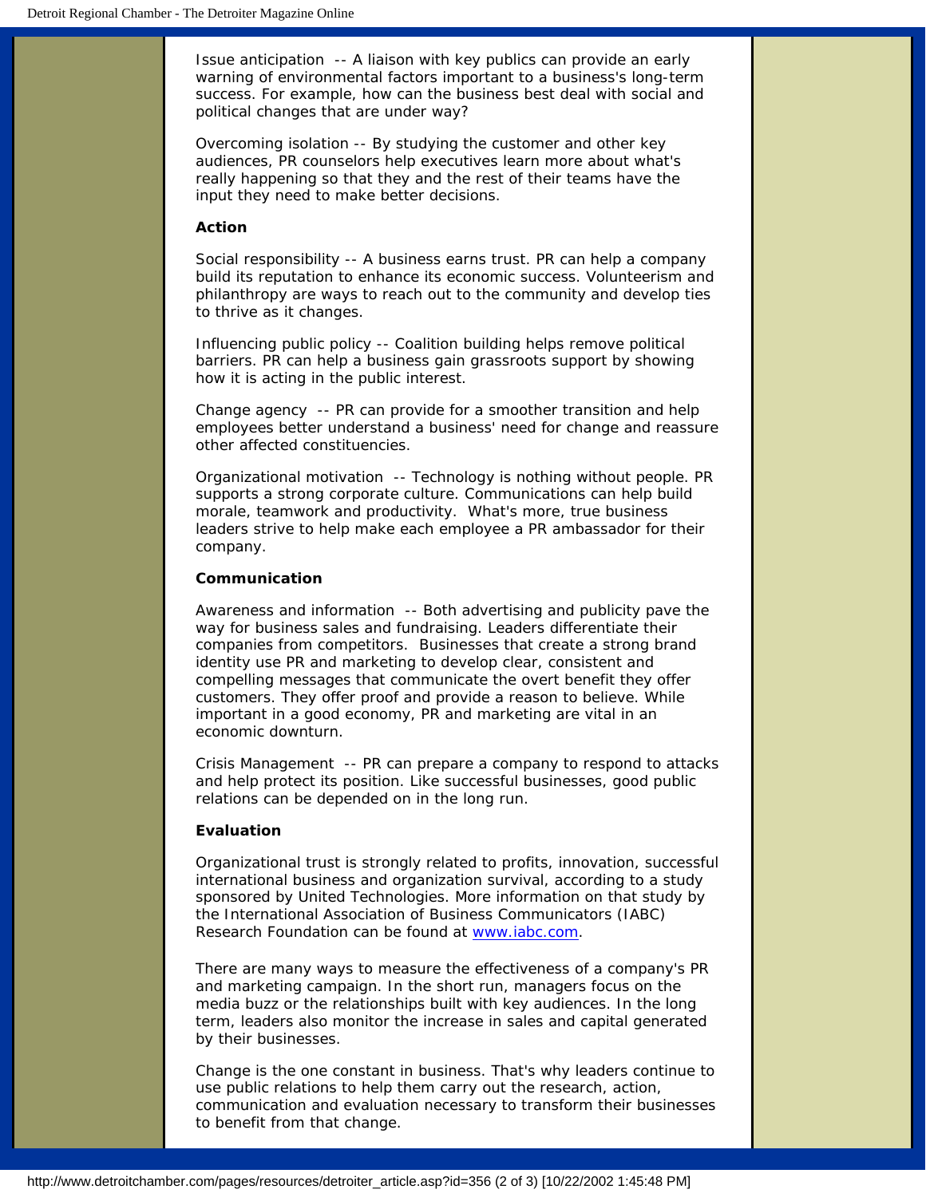Issue anticipation -- A liaison with key publics can provide an early warning of environmental factors important to a business's long-term success. For example, how can the business best deal with social and political changes that are under way?

Overcoming isolation -- By studying the customer and other key audiences, PR counselors help executives learn more about what's really happening so that they and the rest of their teams have the input they need to make better decisions.

**Action**

Social responsibility -- A business earns trust. PR can help a company build its reputation to enhance its economic success. Volunteerism and philanthropy are ways to reach out to the community and develop ties to thrive as it changes.

Influencing public policy -- Coalition building helps remove political barriers. PR can help a business gain grassroots support by showing how it is acting in the public interest.

Change agency -- PR can provide for a smoother transition and help employees better understand a business' need for change and reassure other affected constituencies.

Organizational motivation -- Technology is nothing without people. PR supports a strong corporate culture. Communications can help build morale, teamwork and productivity. What's more, true business leaders strive to help make each employee a PR ambassador for their company.

**Communication**

Awareness and information -- Both advertising and publicity pave the way for business sales and fundraising. Leaders differentiate their companies from competitors. Businesses that create a strong brand identity use PR and marketing to develop clear, consistent and compelling messages that communicate the overt benefit they offer customers. They offer proof and provide a reason to believe. While important in a good economy, PR and marketing are vital in an economic downturn.

Crisis Management -- PR can prepare a company to respond to attacks and help protect its position. Like successful businesses, good public relations can be depended on in the long run.

**Evaluation**

Organizational trust is strongly related to profits, innovation, successful international business and organization survival, according to a study sponsored by United Technologies. More information on that study by the International Association of Business Communicators (IABC) Research Foundation can be found at www.iabc.com.

There are many ways to measure the effectiveness of a company's PR and marketing campaign. In the short run, managers focus on the media buzz or the relationships built with key audiences. In the long term, leaders also monitor the increase in sales and capital generated by their businesses.

Change is the one constant in business. That's why leaders continue to use public relations to help them carry out the research, action, communication and evaluation necessary to transform their businesses to benefit from that change.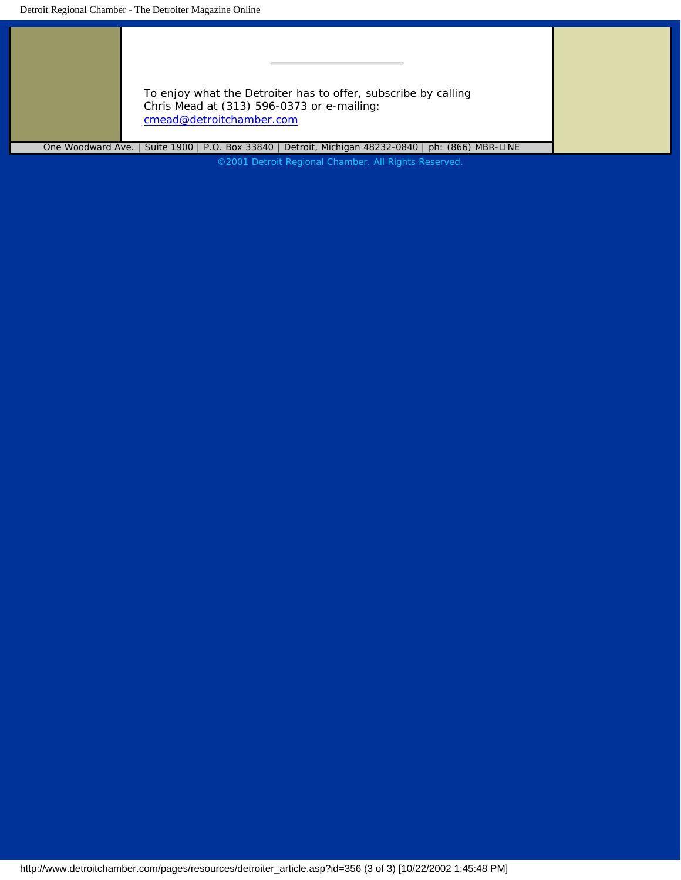---

To enjoy what the Detroiter has to offer, subscribe by calling Chris Mead at (313) 596-0373 or e-mailing: cmead@detroitchamber.com

One Woodward Ave. | Suite 1900 | P.O. Box 33840 | Detroit, Michigan 48232-0840 | ph: (866) MBR-LINE

©2001 Detroit Regional Chamber. All Rights Reserved.